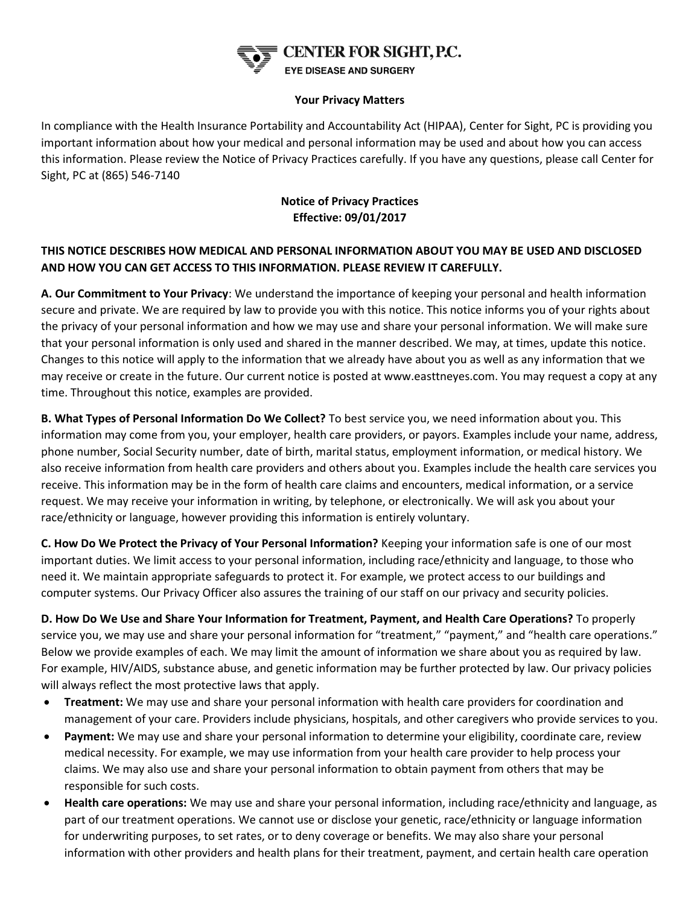# CENTER FOR SIGHT, P.C.

EYE DISEASE AND SURGERY

**Your Privacy Matters**

In compliance with the Health Insurance Portability and Accountability Act (HIPAA), Center for Sight, PC is providing you important information about how your medical and personal information may be used and about how you can access this information. Please review the Notice of Privacy Practices carefully. If you have any questions, please call Center for Sight, PC at (865) 546-7140

**Notice of Privacy Practices**
**Effective: 09/01/2017**

**THIS NOTICE DESCRIBES HOW MEDICAL AND PERSONAL INFORMATION ABOUT YOU MAY BE USED AND DISCLOSED AND HOW YOU CAN GET ACCESS TO THIS INFORMATION. PLEASE REVIEW IT CAREFULLY.**

**A. Our Commitment to Your Privacy**: We understand the importance of keeping your personal and health information secure and private. We are required by law to provide you with this notice. This notice informs you of your rights about the privacy of your personal information and how we may use and share your personal information. We will make sure that your personal information is only used and shared in the manner described. We may, at times, update this notice. Changes to this notice will apply to the information that we already have about you as well as any information that we may receive or create in the future. Our current notice is posted at www.easttneyes.com. You may request a copy at any time. Throughout this notice, examples are provided.

**B. What Types of Personal Information Do We Collect?** To best service you, we need information about you. This information may come from you, your employer, health care providers, or payors. Examples include your name, address, phone number, Social Security number, date of birth, marital status, employment information, or medical history. We also receive information from health care providers and others about you. Examples include the health care services you receive. This information may be in the form of health care claims and encounters, medical information, or a service request. We may receive your information in writing, by telephone, or electronically. We will ask you about your race/ethnicity or language, however providing this information is entirely voluntary.

**C. How Do We Protect the Privacy of Your Personal Information?** Keeping your information safe is one of our most important duties. We limit access to your personal information, including race/ethnicity and language, to those who need it. We maintain appropriate safeguards to protect it. For example, we protect access to our buildings and computer systems. Our Privacy Officer also assures the training of our staff on our privacy and security policies.

**D. How Do We Use and Share Your Information for Treatment, Payment, and Health Care Operations?** To properly service you, we may use and share your personal information for "treatment," "payment," and "health care operations." Below we provide examples of each. We may limit the amount of information we share about you as required by law. For example, HIV/AIDS, substance abuse, and genetic information may be further protected by law. Our privacy policies will always reflect the most protective laws that apply.

- **Treatment:** We may use and share your personal information with health care providers for coordination and management of your care. Providers include physicians, hospitals, and other caregivers who provide services to you.
- **Payment:** We may use and share your personal information to determine your eligibility, coordinate care, review medical necessity. For example, we may use information from your health care provider to help process your claims. We may also use and share your personal information to obtain payment from others that may be responsible for such costs.
- **Health care operations:** We may use and share your personal information, including race/ethnicity and language, as part of our treatment operations. We cannot use or disclose your genetic, race/ethnicity or language information for underwriting purposes, to set rates, or to deny coverage or benefits. We may also share your personal information with other providers and health plans for their treatment, payment, and certain health care operation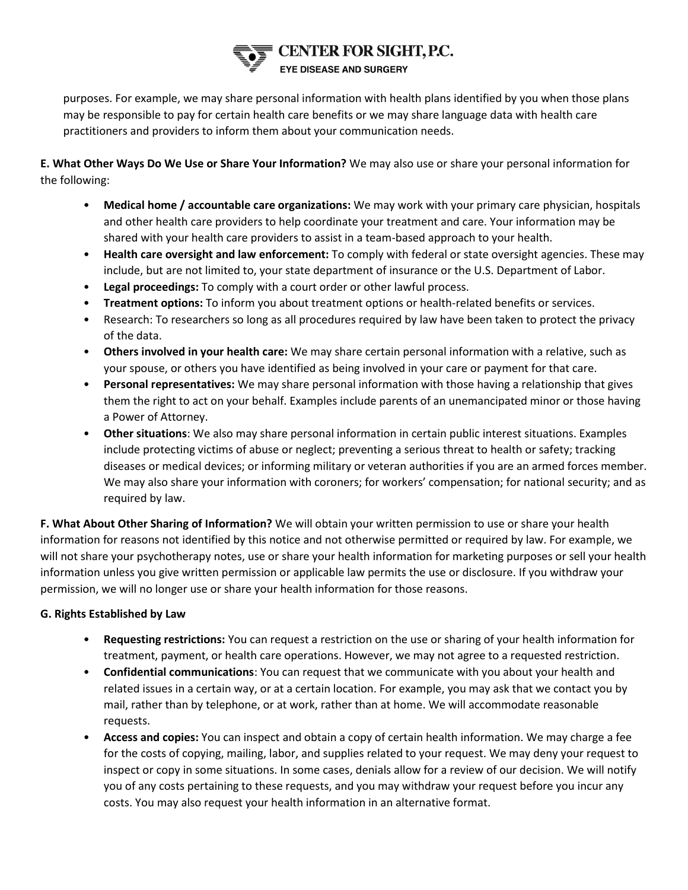purposes. For example, we may share personal information with health plans identified by you when those plans may be responsible to pay for certain health care benefits or we may share language data with health care practitioners and providers to inform them about your communication needs.

**E. What Other Ways Do We Use or Share Your Information?** We may also use or share your personal information for the following:

- **Medical home / accountable care organizations:** We may work with your primary care physician, hospitals and other health care providers to help coordinate your treatment and care. Your information may be shared with your health care providers to assist in a team-based approach to your health.
- **Health care oversight and law enforcement:** To comply with federal or state oversight agencies. These may include, but are not limited to, your state department of insurance or the U.S. Department of Labor.
- **Legal proceedings:** To comply with a court order or other lawful process.
- **Treatment options:** To inform you about treatment options or health-related benefits or services.
- Research: To researchers so long as all procedures required by law have been taken to protect the privacy of the data.
- **Others involved in your health care:** We may share certain personal information with a relative, such as your spouse, or others you have identified as being involved in your care or payment for that care.
- **Personal representatives:** We may share personal information with those having a relationship that gives them the right to act on your behalf. Examples include parents of an unemancipated minor or those having a Power of Attorney.
- **Other situations**: We also may share personal information in certain public interest situations. Examples include protecting victims of abuse or neglect; preventing a serious threat to health or safety; tracking diseases or medical devices; or informing military or veteran authorities if you are an armed forces member. We may also share your information with coroners; for workers' compensation; for national security; and as required by law.

**F. What About Other Sharing of Information?** We will obtain your written permission to use or share your health information for reasons not identified by this notice and not otherwise permitted or required by law. For example, we will not share your psychotherapy notes, use or share your health information for marketing purposes or sell your health information unless you give written permission or applicable law permits the use or disclosure. If you withdraw your permission, we will no longer use or share your health information for those reasons.

**G. Rights Established by Law**

- **Requesting restrictions:** You can request a restriction on the use or sharing of your health information for treatment, payment, or health care operations. However, we may not agree to a requested restriction.
- **Confidential communications**: You can request that we communicate with you about your health and related issues in a certain way, or at a certain location. For example, you may ask that we contact you by mail, rather than by telephone, or at work, rather than at home. We will accommodate reasonable requests.
- **Access and copies:** You can inspect and obtain a copy of certain health information. We may charge a fee for the costs of copying, mailing, labor, and supplies related to your request. We may deny your request to inspect or copy in some situations. In some cases, denials allow for a review of our decision. We will notify you of any costs pertaining to these requests, and you may withdraw your request before you incur any costs. You may also request your health information in an alternative format.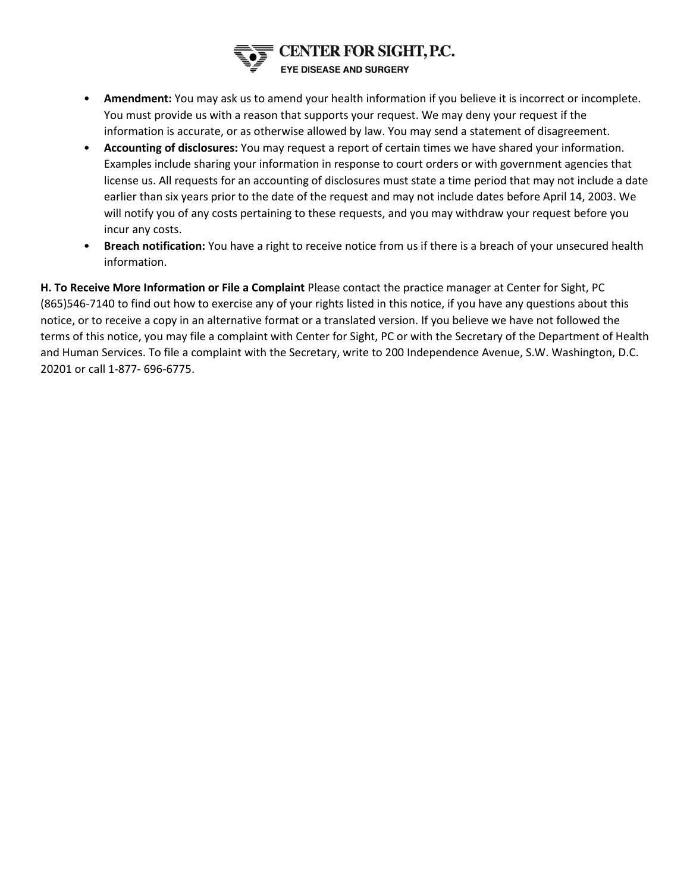- **Amendment:** You may ask us to amend your health information if you believe it is incorrect or incomplete. You must provide us with a reason that supports your request. We may deny your request if the information is accurate, or as otherwise allowed by law. You may send a statement of disagreement.
- **Accounting of disclosures:** You may request a report of certain times we have shared your information. Examples include sharing your information in response to court orders or with government agencies that license us. All requests for an accounting of disclosures must state a time period that may not include a date earlier than six years prior to the date of the request and may not include dates before April 14, 2003. We will notify you of any costs pertaining to these requests, and you may withdraw your request before you incur any costs.
- **Breach notification:** You have a right to receive notice from us if there is a breach of your unsecured health information.

**H. To Receive More Information or File a Complaint** Please contact the practice manager at Center for Sight, PC (865)546-7140 to find out how to exercise any of your rights listed in this notice, if you have any questions about this notice, or to receive a copy in an alternative format or a translated version. If you believe we have not followed the terms of this notice, you may file a complaint with Center for Sight, PC or with the Secretary of the Department of Health and Human Services. To file a complaint with the Secretary, write to 200 Independence Avenue, S.W. Washington, D.C. 20201 or call 1-877- 696-6775.